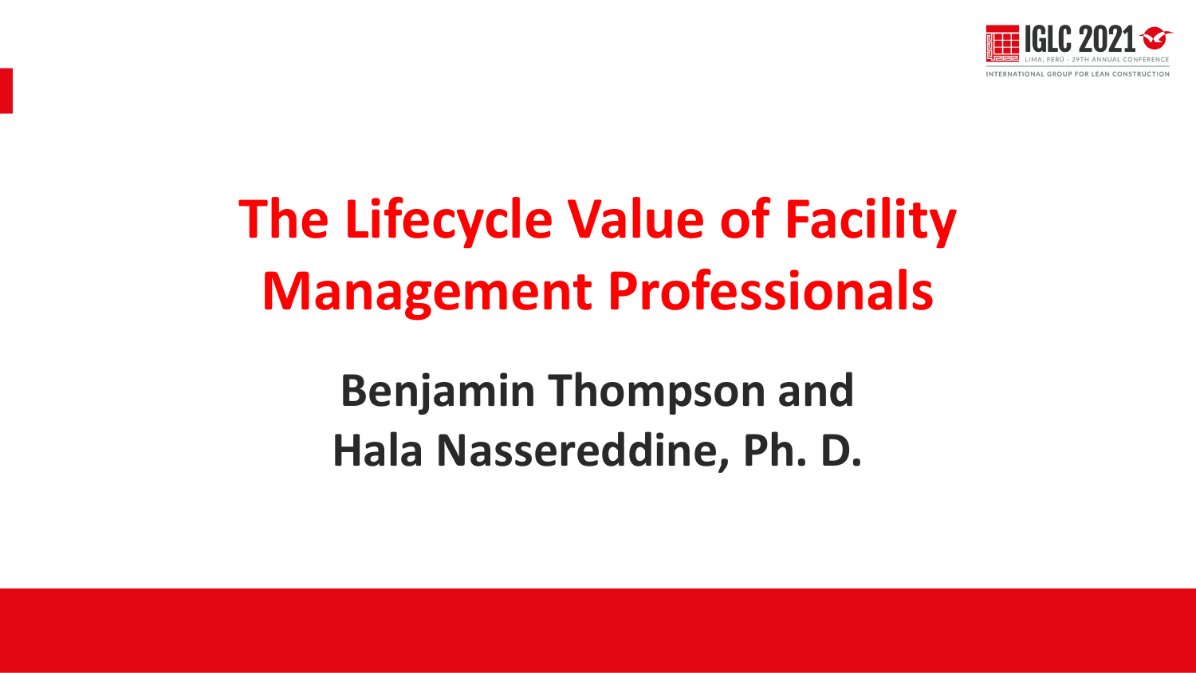# The Lifecycle Value of Facility Management Professionals

**Benjamin Thompson and Hala Nassereddine, Ph. D.**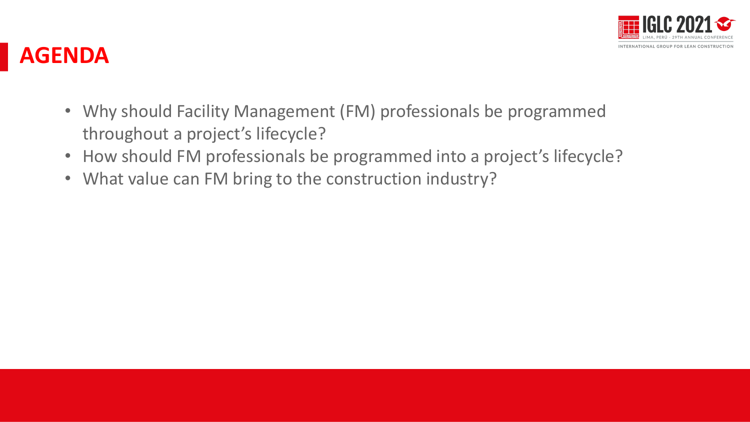# AGENDA

- Why should Facility Management (FM) professionals be programmed throughout a project's lifecycle?
- How should FM professionals be programmed into a project's lifecycle?
- What value can FM bring to the construction industry?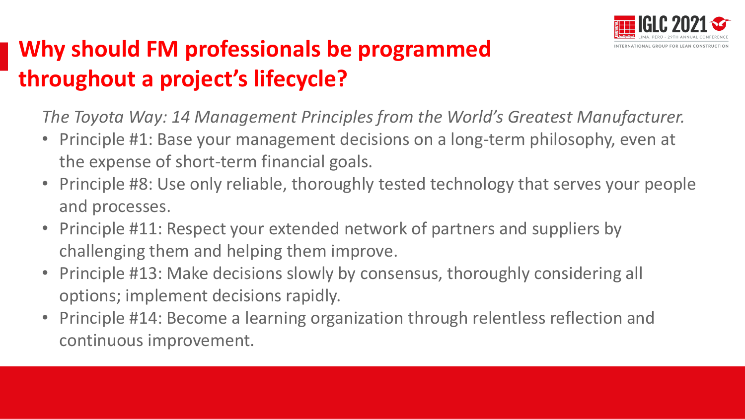# Why should FM professionals be programmed throughout a project's lifecycle?

*The Toyota Way: 14 Management Principles from the World's Greatest Manufacturer.*

- Principle #1: Base your management decisions on a long-term philosophy, even at the expense of short-term financial goals.
- Principle #8: Use only reliable, thoroughly tested technology that serves your people and processes.
- Principle #11: Respect your extended network of partners and suppliers by challenging them and helping them improve.
- Principle #13: Make decisions slowly by consensus, thoroughly considering all options; implement decisions rapidly.
- Principle #14: Become a learning organization through relentless reflection and continuous improvement.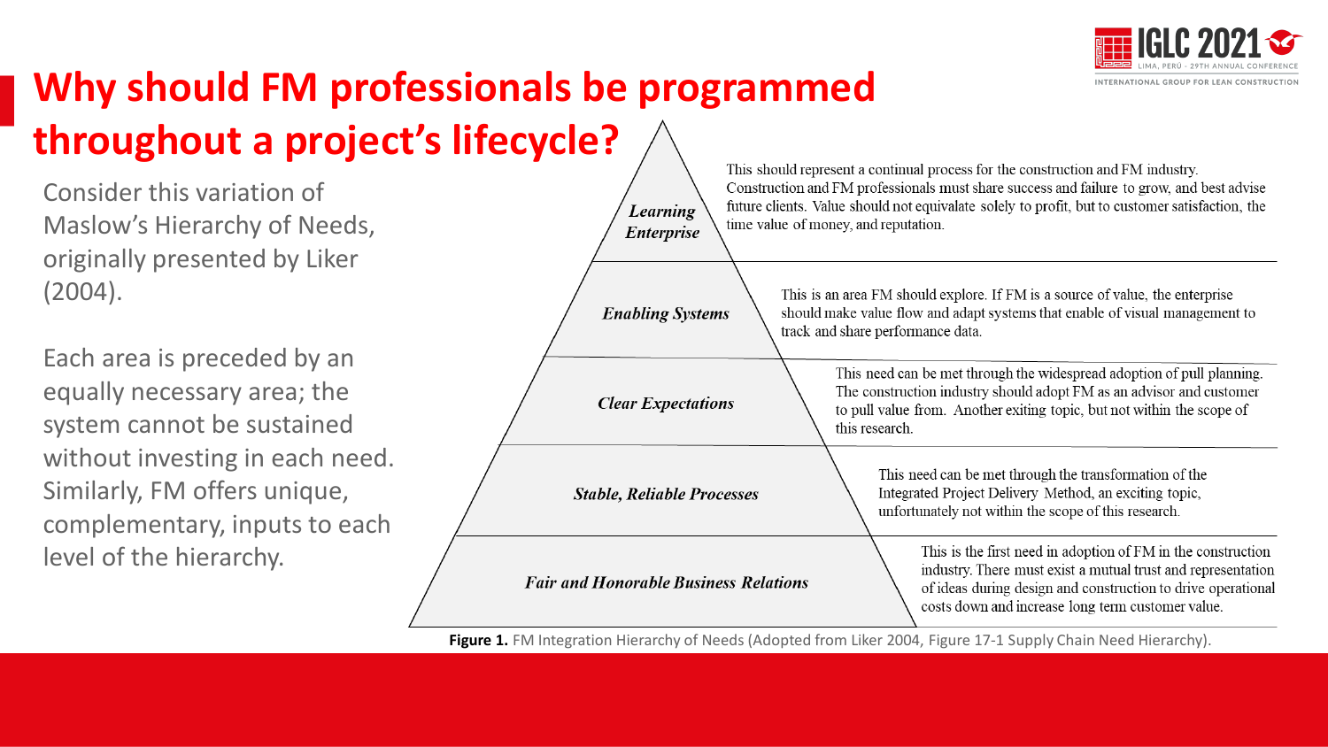# Why should FM professionals be programmed throughout a project's lifecycle?

Consider this variation of Maslow's Hierarchy of Needs, originally presented by Liker (2004).

Each area is preceded by an equally necessary area; the system cannot be sustained without investing in each need. Similarly, FM offers unique, complementary, inputs to each level of the hierarchy.

| Level | Description |
|---|---|
| ***Learning Enterprise*** | This should represent a continual process for the construction and FM industry. Construction and FM professionals must share success and failure to grow, and best advise future clients. Value should not equivalate solely to profit, but to customer satisfaction, the time value of money, and reputation. |
| ***Enabling Systems*** | This is an area FM should explore. If FM is a source of value, the enterprise should make value flow and adapt systems that enable of visual management to track and share performance data. |
| ***Clear Expectations*** | This need can be met through the widespread adoption of pull planning. The construction industry should adopt FM as an advisor and customer to pull value from. Another exiting topic, but not within the scope of this research. |
| ***Stable, Reliable Processes*** | This need can be met through the transformation of the Integrated Project Delivery Method, an exciting topic, unfortunately not within the scope of this research. |
| ***Fair and Honorable Business Relations*** | This is the first need in adoption of FM in the construction industry. There must exist a mutual trust and representation of ideas during design and construction to drive operational costs down and increase long term customer value. |

**Figure 1.** FM Integration Hierarchy of Needs (Adopted from Liker 2004, Figure 17-1 Supply Chain Need Hierarchy).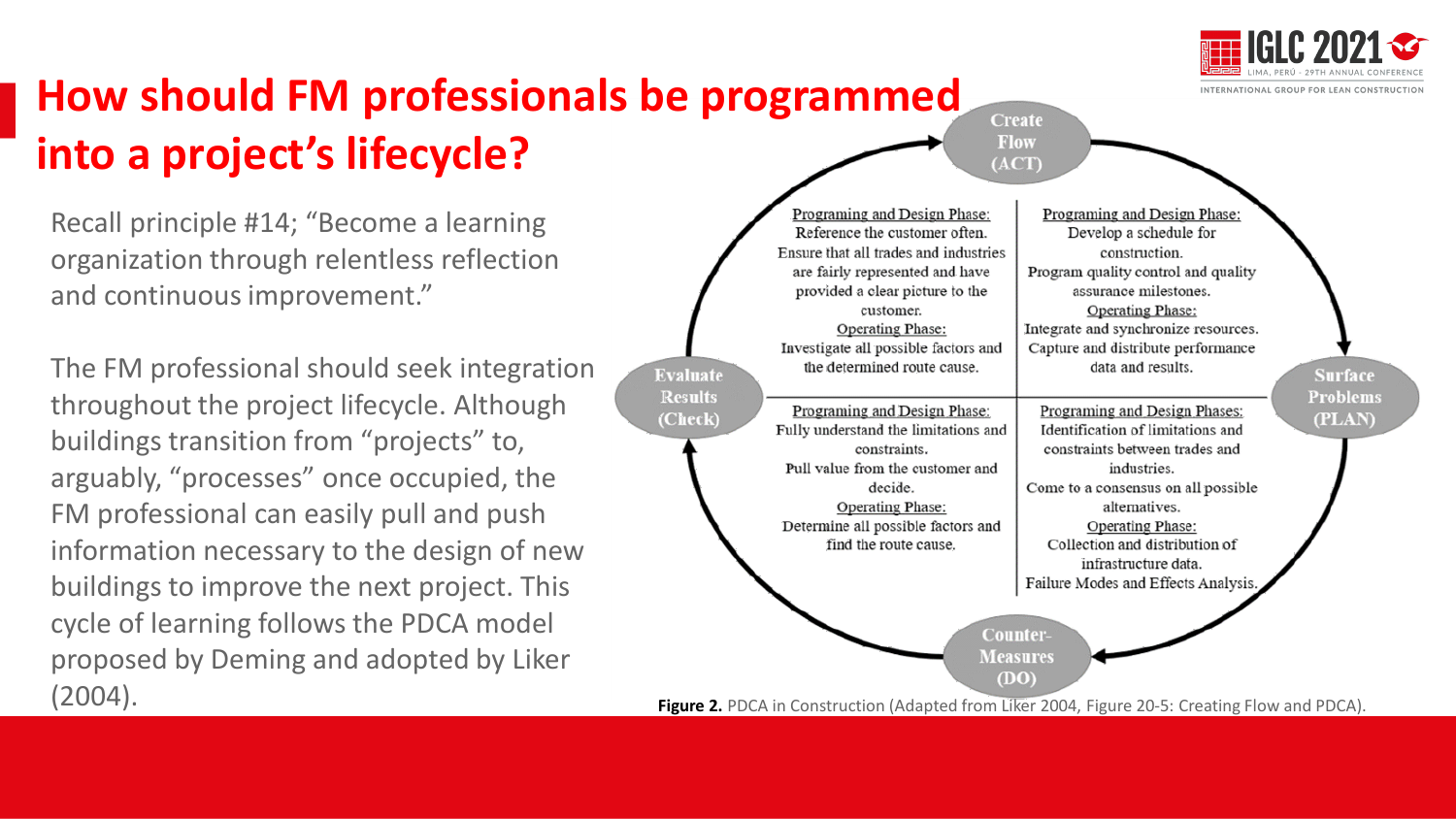# How should FM professionals be programmed into a project's lifecycle?

Recall principle #14; "Become a learning organization through relentless reflection and continuous improvement."

The FM professional should seek integration throughout the project lifecycle. Although buildings transition from "projects" to, arguably, "processes" once occupied, the FM professional can easily pull and push information necessary to the design of new buildings to improve the next project. This cycle of learning follows the PDCA model proposed by Deming and adopted by Liker (2004).

**Create Flow (ACT)**

| Evaluate Results (Check) → Create Flow (ACT) | Create Flow (ACT) → Surface Problems (PLAN) |
|---|---|
| Programing and Design Phase: Reference the customer often. Ensure that all trades and industries are fairly represented and have provided a clear picture to the customer. Operating Phase: Investigate all possible factors and the determined route cause. | Programing and Design Phase: Develop a schedule for construction. Program quality control and quality assurance milestones. Operating Phase: Integrate and synchronize resources. Capture and distribute performance data and results. |
| Programing and Design Phase: Fully understand the limitations and constraints. Pull value from the customer and decide. Operating Phase: Determine all possible factors and find the route cause. | Programing and Design Phases: Identification of limitations and constraints between trades and industries. Come to a consensus on all possible alternatives. Operating Phase: Collection and distribution of infrastructure data. Failure Modes and Effects Analysis. |

**Evaluate Results (Check)** — **Surface Problems (PLAN)** — **Counter-Measures (DO)**

**Figure 2.** PDCA in Construction (Adapted from Liker 2004, Figure 20-5: Creating Flow and PDCA).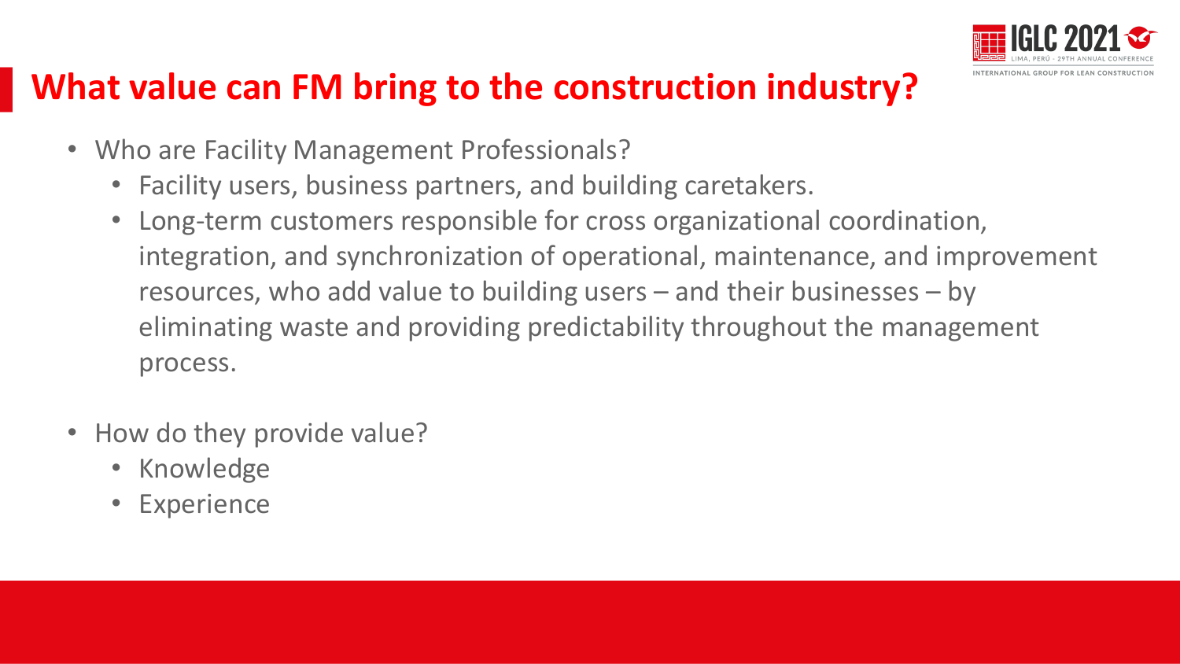## What value can FM bring to the construction industry?

- Who are Facility Management Professionals?
  - Facility users, business partners, and building caretakers.
  - Long-term customers responsible for cross organizational coordination, integration, and synchronization of operational, maintenance, and improvement resources, who add value to building users – and their businesses – by eliminating waste and providing predictability throughout the management process.
- How do they provide value?
  - Knowledge
  - Experience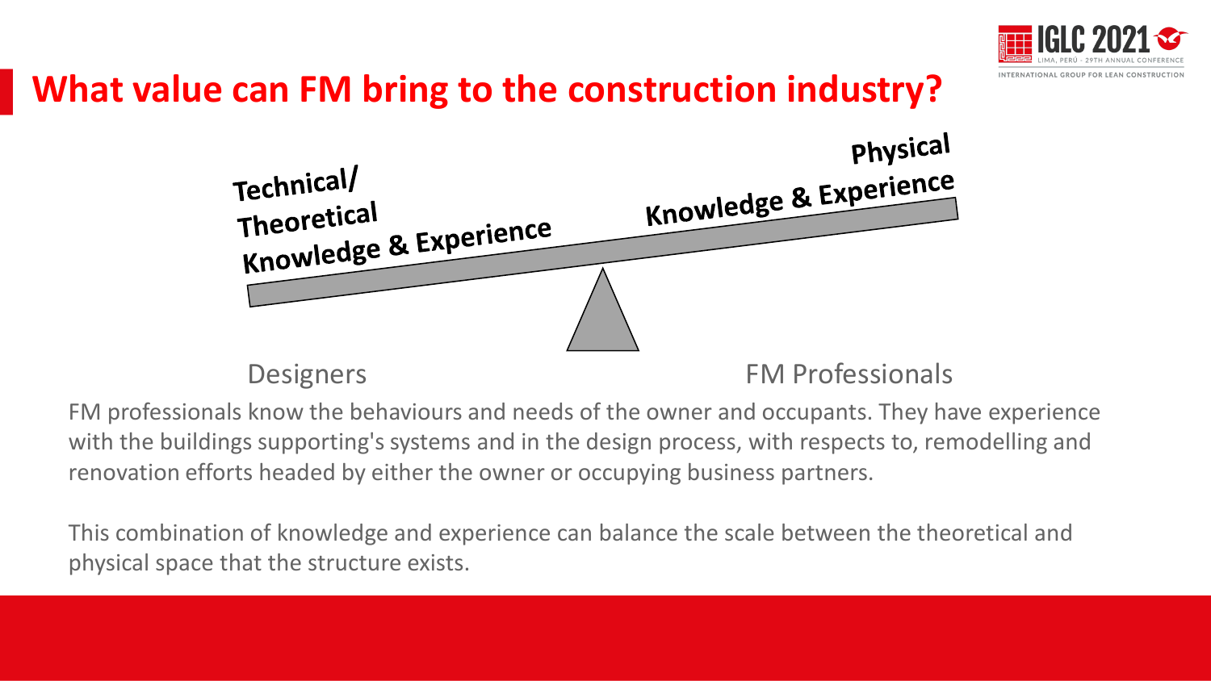# What value can FM bring to the construction industry?

Technical/ Theoretical Knowledge & Experience

Physical Knowledge & Experience

Designers

FM Professionals

FM professionals know the behaviours and needs of the owner and occupants. They have experience with the buildings supporting's systems and in the design process, with respects to, remodelling and renovation efforts headed by either the owner or occupying business partners.

This combination of knowledge and experience can balance the scale between the theoretical and physical space that the structure exists.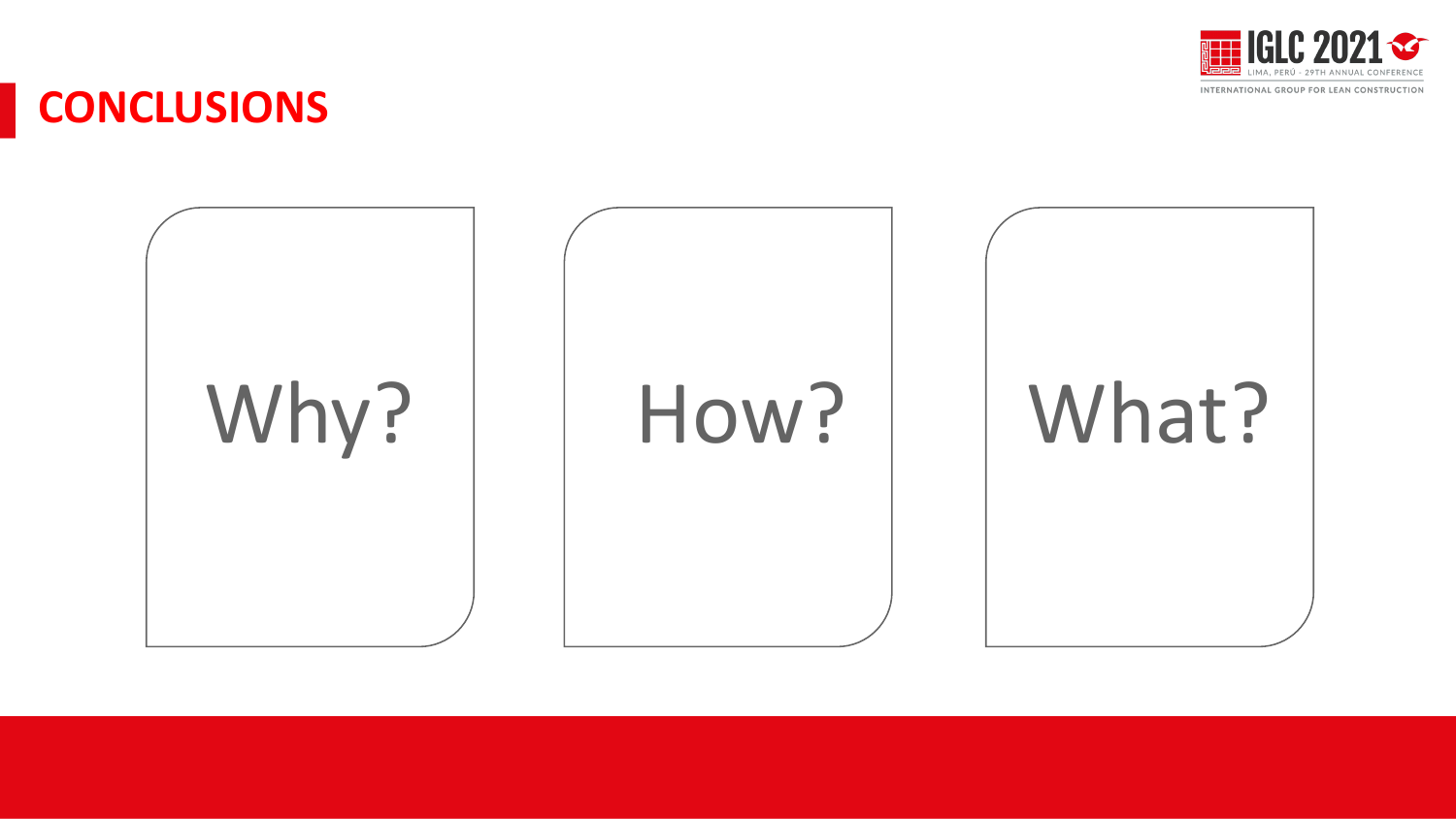# CONCLUSIONS

Why?

How?

What?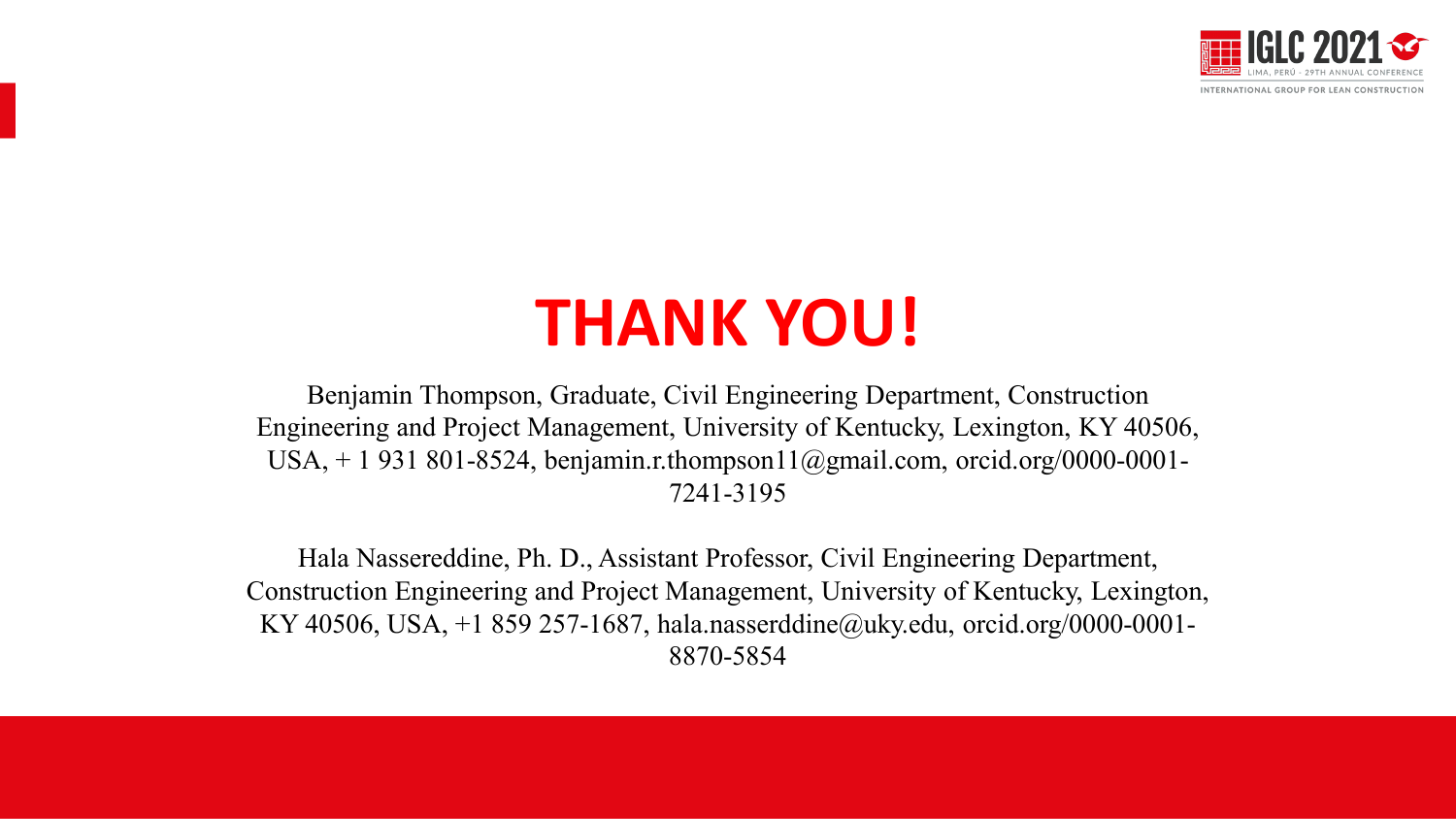# THANK YOU!

Benjamin Thompson, Graduate, Civil Engineering Department, Construction Engineering and Project Management, University of Kentucky, Lexington, KY 40506, USA, + 1 931 801-8524, benjamin.r.thompson11@gmail.com, orcid.org/0000-0001-7241-3195

Hala Nassereddine, Ph. D., Assistant Professor, Civil Engineering Department, Construction Engineering and Project Management, University of Kentucky, Lexington, KY 40506, USA, +1 859 257-1687, hala.nasserddine@uky.edu, orcid.org/0000-0001-8870-5854